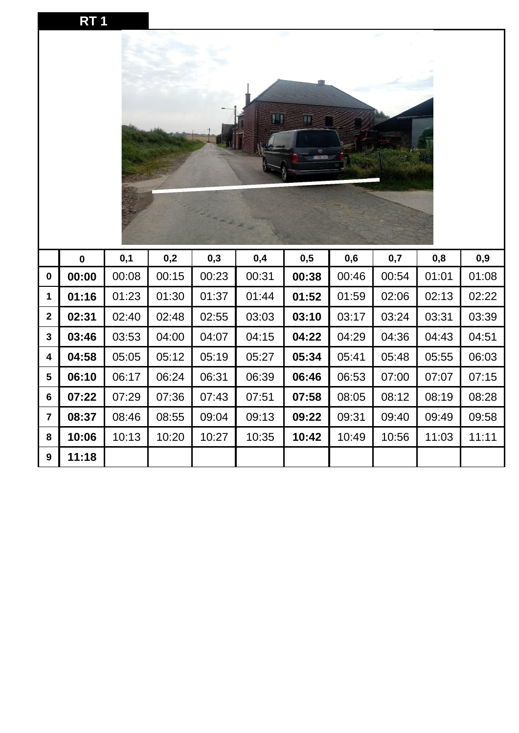# RT 1

|   | 0 | 0,1 | 0,2 | 0,3 | 0,4 | 0,5 | 0,6 | 0,7 | 0,8 | 0,9 |
|---|---|---|---|---|---|---|---|---|---|---|
| **0** | **00:00** | 00:08 | 00:15 | 00:23 | 00:31 | **00:38** | 00:46 | 00:54 | 01:01 | 01:08 |
| **1** | **01:16** | 01:23 | 01:30 | 01:37 | 01:44 | **01:52** | 01:59 | 02:06 | 02:13 | 02:22 |
| **2** | **02:31** | 02:40 | 02:48 | 02:55 | 03:03 | **03:10** | 03:17 | 03:24 | 03:31 | 03:39 |
| **3** | **03:46** | 03:53 | 04:00 | 04:07 | 04:15 | **04:22** | 04:29 | 04:36 | 04:43 | 04:51 |
| **4** | **04:58** | 05:05 | 05:12 | 05:19 | 05:27 | **05:34** | 05:41 | 05:48 | 05:55 | 06:03 |
| **5** | **06:10** | 06:17 | 06:24 | 06:31 | 06:39 | **06:46** | 06:53 | 07:00 | 07:07 | 07:15 |
| **6** | **07:22** | 07:29 | 07:36 | 07:43 | 07:51 | **07:58** | 08:05 | 08:12 | 08:19 | 08:28 |
| **7** | **08:37** | 08:46 | 08:55 | 09:04 | 09:13 | **09:22** | 09:31 | 09:40 | 09:49 | 09:58 |
| **8** | **10:06** | 10:13 | 10:20 | 10:27 | 10:35 | **10:42** | 10:49 | 10:56 | 11:03 | 11:11 |
| **9** | **11:18** | | | | | | | | | |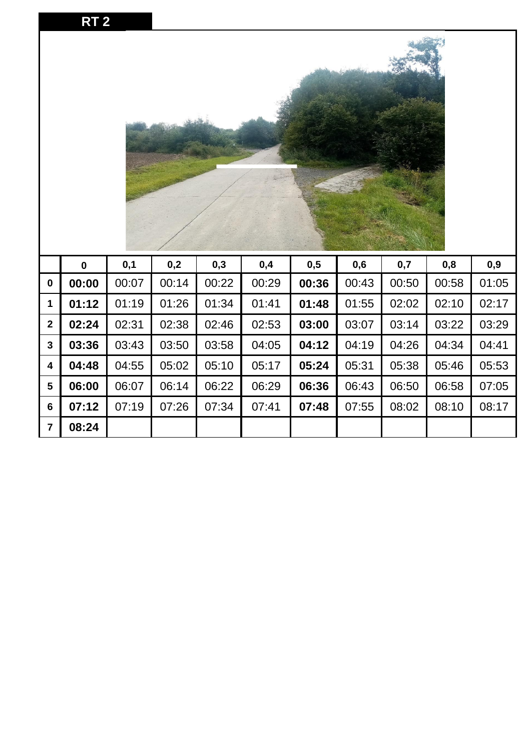## RT 2

| | 0 | 0,1 | 0,2 | 0,3 | 0,4 | 0,5 | 0,6 | 0,7 | 0,8 | 0,9 |
|---|---|---|---|---|---|---|---|---|---|---|
| **0** | **00:00** | 00:07 | 00:14 | 00:22 | 00:29 | **00:36** | 00:43 | 00:50 | 00:58 | 01:05 |
| **1** | **01:12** | 01:19 | 01:26 | 01:34 | 01:41 | **01:48** | 01:55 | 02:02 | 02:10 | 02:17 |
| **2** | **02:24** | 02:31 | 02:38 | 02:46 | 02:53 | **03:00** | 03:07 | 03:14 | 03:22 | 03:29 |
| **3** | **03:36** | 03:43 | 03:50 | 03:58 | 04:05 | **04:12** | 04:19 | 04:26 | 04:34 | 04:41 |
| **4** | **04:48** | 04:55 | 05:02 | 05:10 | 05:17 | **05:24** | 05:31 | 05:38 | 05:46 | 05:53 |
| **5** | **06:00** | 06:07 | 06:14 | 06:22 | 06:29 | **06:36** | 06:43 | 06:50 | 06:58 | 07:05 |
| **6** | **07:12** | 07:19 | 07:26 | 07:34 | 07:41 | **07:48** | 07:55 | 08:02 | 08:10 | 08:17 |
| **7** | **08:24** | | | | | | | | | |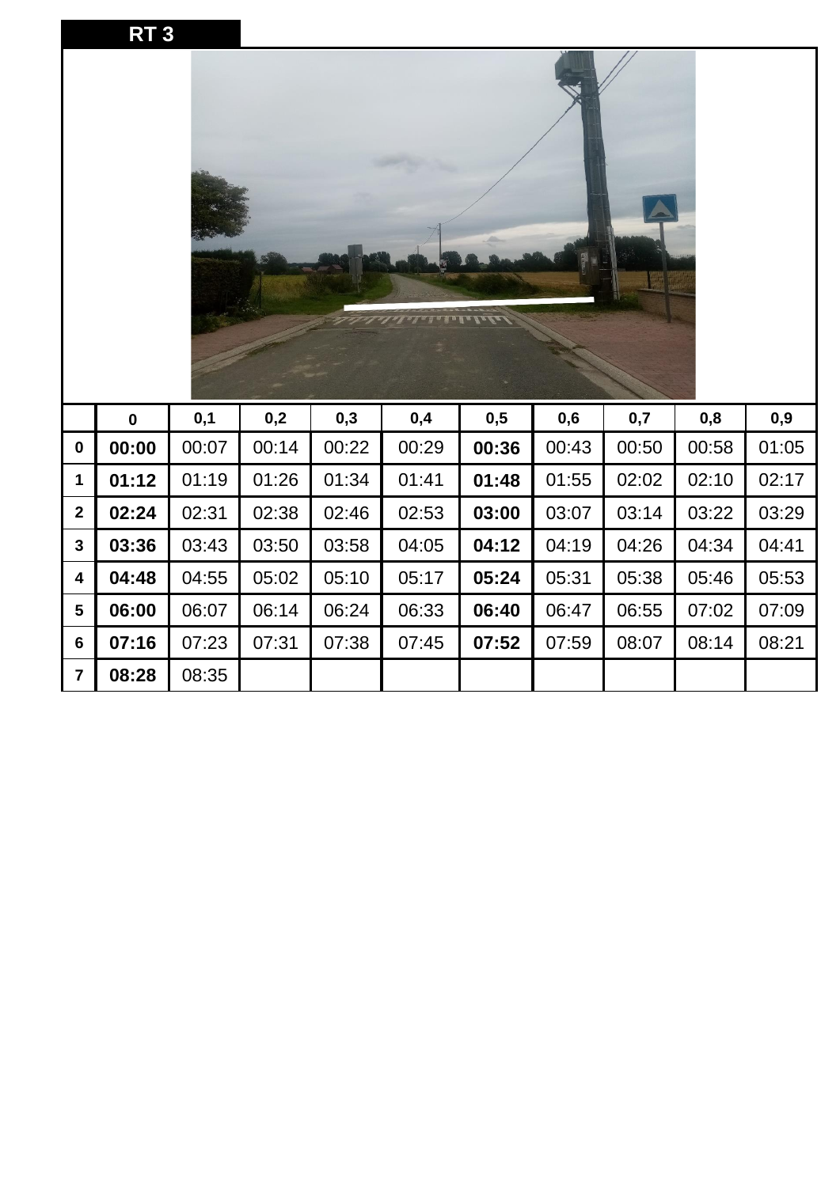# RT 3

|   | 0 | 0,1 | 0,2 | 0,3 | 0,4 | 0,5 | 0,6 | 0,7 | 0,8 | 0,9 |
|---|---|---|---|---|---|---|---|---|---|---|
| **0** | **00:00** | 00:07 | 00:14 | 00:22 | 00:29 | **00:36** | 00:43 | 00:50 | 00:58 | 01:05 |
| **1** | **01:12** | 01:19 | 01:26 | 01:34 | 01:41 | **01:48** | 01:55 | 02:02 | 02:10 | 02:17 |
| **2** | **02:24** | 02:31 | 02:38 | 02:46 | 02:53 | **03:00** | 03:07 | 03:14 | 03:22 | 03:29 |
| **3** | **03:36** | 03:43 | 03:50 | 03:58 | 04:05 | **04:12** | 04:19 | 04:26 | 04:34 | 04:41 |
| **4** | **04:48** | 04:55 | 05:02 | 05:10 | 05:17 | **05:24** | 05:31 | 05:38 | 05:46 | 05:53 |
| **5** | **06:00** | 06:07 | 06:14 | 06:24 | 06:33 | **06:40** | 06:47 | 06:55 | 07:02 | 07:09 |
| **6** | **07:16** | 07:23 | 07:31 | 07:38 | 07:45 | **07:52** | 07:59 | 08:07 | 08:14 | 08:21 |
| **7** | **08:28** | 08:35 | | | | | | | | |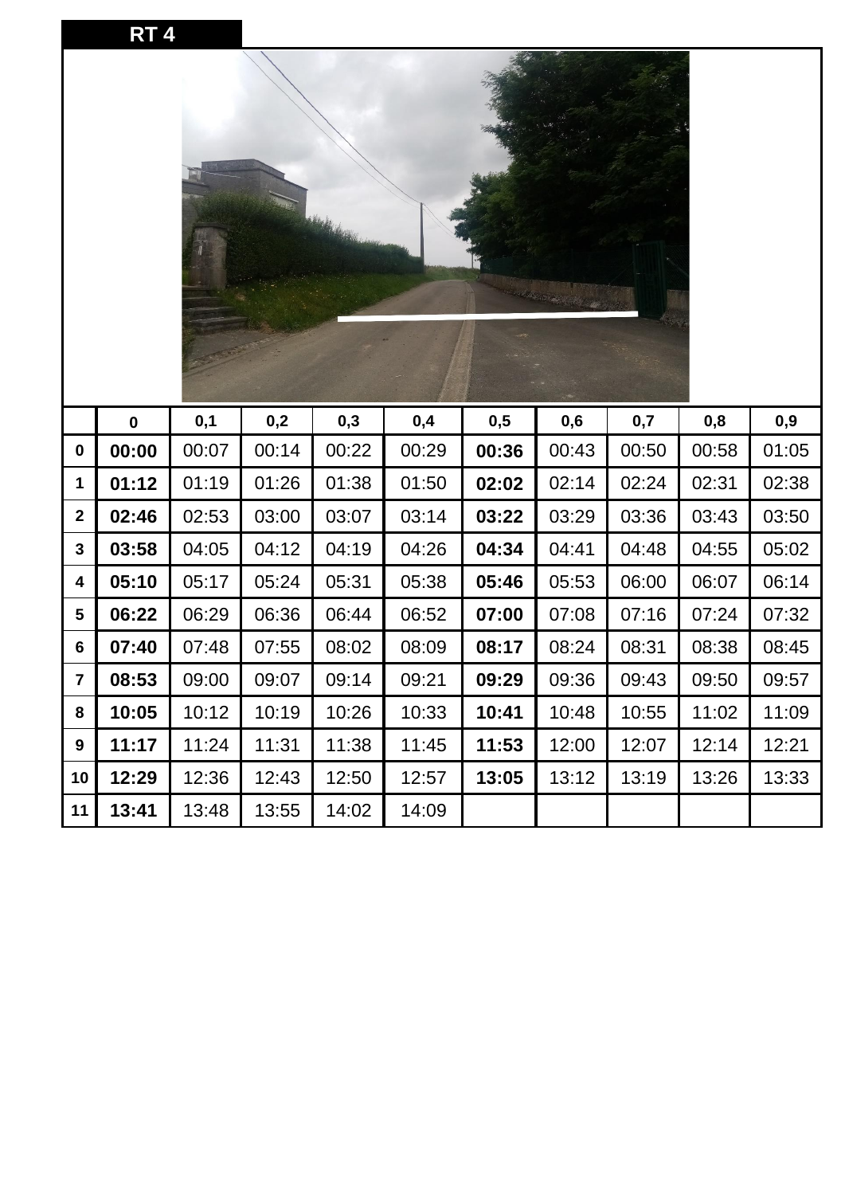# RT 4

| | 0 | 0,1 | 0,2 | 0,3 | 0,4 | 0,5 | 0,6 | 0,7 | 0,8 | 0,9 |
|---|---|---|---|---|---|---|---|---|---|---|
| **0** | **00:00** | 00:07 | 00:14 | 00:22 | 00:29 | **00:36** | 00:43 | 00:50 | 00:58 | 01:05 |
| **1** | **01:12** | 01:19 | 01:26 | 01:38 | 01:50 | **02:02** | 02:14 | 02:24 | 02:31 | 02:38 |
| **2** | **02:46** | 02:53 | 03:00 | 03:07 | 03:14 | **03:22** | 03:29 | 03:36 | 03:43 | 03:50 |
| **3** | **03:58** | 04:05 | 04:12 | 04:19 | 04:26 | **04:34** | 04:41 | 04:48 | 04:55 | 05:02 |
| **4** | **05:10** | 05:17 | 05:24 | 05:31 | 05:38 | **05:46** | 05:53 | 06:00 | 06:07 | 06:14 |
| **5** | **06:22** | 06:29 | 06:36 | 06:44 | 06:52 | **07:00** | 07:08 | 07:16 | 07:24 | 07:32 |
| **6** | **07:40** | 07:48 | 07:55 | 08:02 | 08:09 | **08:17** | 08:24 | 08:31 | 08:38 | 08:45 |
| **7** | **08:53** | 09:00 | 09:07 | 09:14 | 09:21 | **09:29** | 09:36 | 09:43 | 09:50 | 09:57 |
| **8** | **10:05** | 10:12 | 10:19 | 10:26 | 10:33 | **10:41** | 10:48 | 10:55 | 11:02 | 11:09 |
| **9** | **11:17** | 11:24 | 11:31 | 11:38 | 11:45 | **11:53** | 12:00 | 12:07 | 12:14 | 12:21 |
| **10** | **12:29** | 12:36 | 12:43 | 12:50 | 12:57 | **13:05** | 13:12 | 13:19 | 13:26 | 13:33 |
| **11** | **13:41** | 13:48 | 13:55 | 14:02 | 14:09 | | | | | |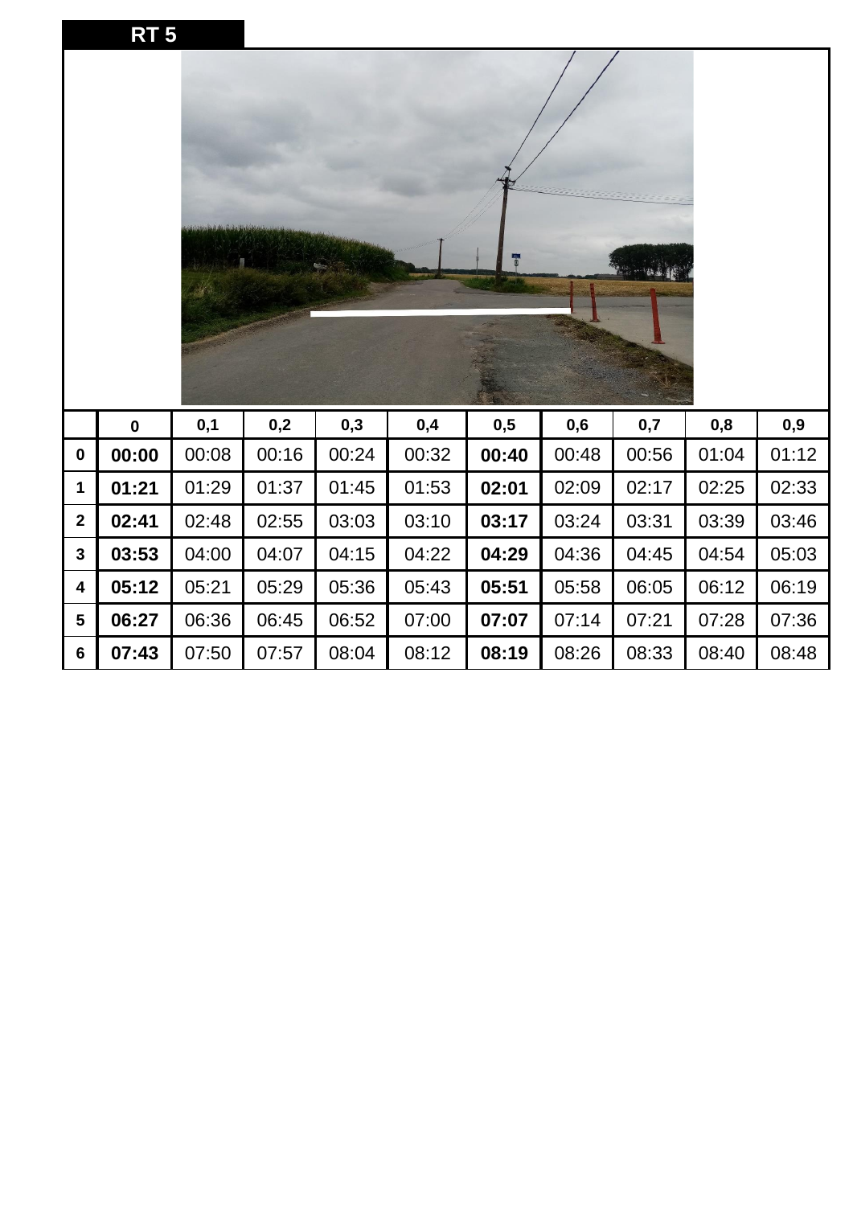# RT 5

| | 0 | 0,1 | 0,2 | 0,3 | 0,4 | 0,5 | 0,6 | 0,7 | 0,8 | 0,9 |
|---|---|---|---|---|---|---|---|---|---|---|
| **0** | **00:00** | 00:08 | 00:16 | 00:24 | 00:32 | **00:40** | 00:48 | 00:56 | 01:04 | 01:12 |
| **1** | **01:21** | 01:29 | 01:37 | 01:45 | 01:53 | **02:01** | 02:09 | 02:17 | 02:25 | 02:33 |
| **2** | **02:41** | 02:48 | 02:55 | 03:03 | 03:10 | **03:17** | 03:24 | 03:31 | 03:39 | 03:46 |
| **3** | **03:53** | 04:00 | 04:07 | 04:15 | 04:22 | **04:29** | 04:36 | 04:45 | 04:54 | 05:03 |
| **4** | **05:12** | 05:21 | 05:29 | 05:36 | 05:43 | **05:51** | 05:58 | 06:05 | 06:12 | 06:19 |
| **5** | **06:27** | 06:36 | 06:45 | 06:52 | 07:00 | **07:07** | 07:14 | 07:21 | 07:28 | 07:36 |
| **6** | **07:43** | 07:50 | 07:57 | 08:04 | 08:12 | **08:19** | 08:26 | 08:33 | 08:40 | 08:48 |